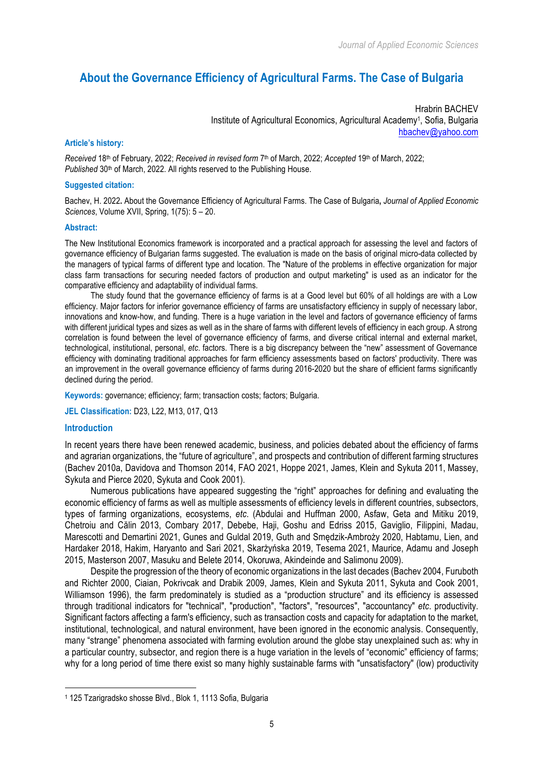# About the Governance Efficiency of Agricultural Farms. The Case of Bulgaria

Hrabrin BACHEV
Institute of Agricultural Economics, Agricultural Academy[1], Sofia, Bulgaria
hbachev@yahoo.com

**Article's history:**

*Received* 18th of February, 2022; *Received in revised form* 7th of March, 2022; *Accepted* 19th of March, 2022; *Published* 30th of March, 2022. All rights reserved to the Publishing House.

**Suggested citation:**

Bachev, H. 2022**.** About the Governance Efficiency of Agricultural Farms. The Case of Bulgaria**,** *Journal of Applied Economic Sciences*, Volume XVII, Spring, 1(75): 5 – 20.

**Abstract:**

The New Institutional Economics framework is incorporated and a practical approach for assessing the level and factors of governance efficiency of Bulgarian farms suggested. The evaluation is made on the basis of original micro-data collected by the managers of typical farms of different type and location. The "Nature of the problems in effective organization for major class farm transactions for securing needed factors of production and output marketing" is used as an indicator for the comparative efficiency and adaptability of individual farms.

The study found that the governance efficiency of farms is at a Good level but 60% of all holdings are with a Low efficiency. Major factors for inferior governance efficiency of farms are unsatisfactory efficiency in supply of necessary labor, innovations and know-how, and funding. There is a huge variation in the level and factors of governance efficiency of farms with different juridical types and sizes as well as in the share of farms with different levels of efficiency in each group. A strong correlation is found between the level of governance efficiency of farms, and diverse critical internal and external market, technological, institutional, personal, *etc*. factors. There is a big discrepancy between the "new" assessment of Governance efficiency with dominating traditional approaches for farm efficiency assessments based on factors' productivity. There was an improvement in the overall governance efficiency of farms during 2016-2020 but the share of efficient farms significantly declined during the period.

**Keywords:** governance; efficiency; farm; transaction costs; factors; Bulgaria.

**JEL Classification:** D23, L22, M13, 017, Q13

## Introduction

In recent years there have been renewed academic, business, and policies debated about the efficiency of farms and agrarian organizations, the "future of agriculture", and prospects and contribution of different farming structures (Bachev 2010a, Davidova and Thomson 2014, FAO 2021, Hoppe 2021, James, Klein and Sykuta 2011, Massey, Sykuta and Pierce 2020, Sykuta and Cook 2001).

Numerous publications have appeared suggesting the "right" approaches for defining and evaluating the economic efficiency of farms as well as multiple assessments of efficiency levels in different countries, subsectors, types of farming organizations, ecosystems, *etc*. (Abdulai and Huffman 2000, Asfaw, Geta and Mitiku 2019, Chetroiu and Călin 2013, Combary 2017, Debebe, Haji, Goshu and Edriss 2015, Gaviglio, Filippini, Madau, Marescotti and Demartini 2021, Gunes and Guldal 2019, Guth and Smędzik-Ambroży 2020, Habtamu, Lien, and Hardaker 2018, Hakim, Haryanto and Sari 2021, Skarżyńska 2019, Tesema 2021, Maurice, Adamu and Joseph 2015, Masterson 2007, Masuku and Belete 2014, Okoruwa, Akindeinde and Salimonu 2009).

Despite the progression of the theory of economic organizations in the last decades (Bachev 2004, Furuboth and Richter 2000, Ciaian, Pokrivcak and Drabik 2009, James, Klein and Sykuta 2011, Sykuta and Cook 2001, Williamson 1996), the farm predominately is studied as a "production structure" and its efficiency is assessed through traditional indicators for "technical", "production", "factors", "resources", "accountancy" *etc*. productivity. Significant factors affecting a farm's efficiency, such as transaction costs and capacity for adaptation to the market, institutional, technological, and natural environment, have been ignored in the economic analysis. Consequently, many "strange" phenomena associated with farming evolution around the globe stay unexplained such as: why in a particular country, subsector, and region there is a huge variation in the levels of "economic" efficiency of farms; why for a long period of time there exist so many highly sustainable farms with "unsatisfactory" (low) productivity

---

[1] 125 Tzarigradsko shosse Blvd., Blok 1, 1113 Sofia, Bulgaria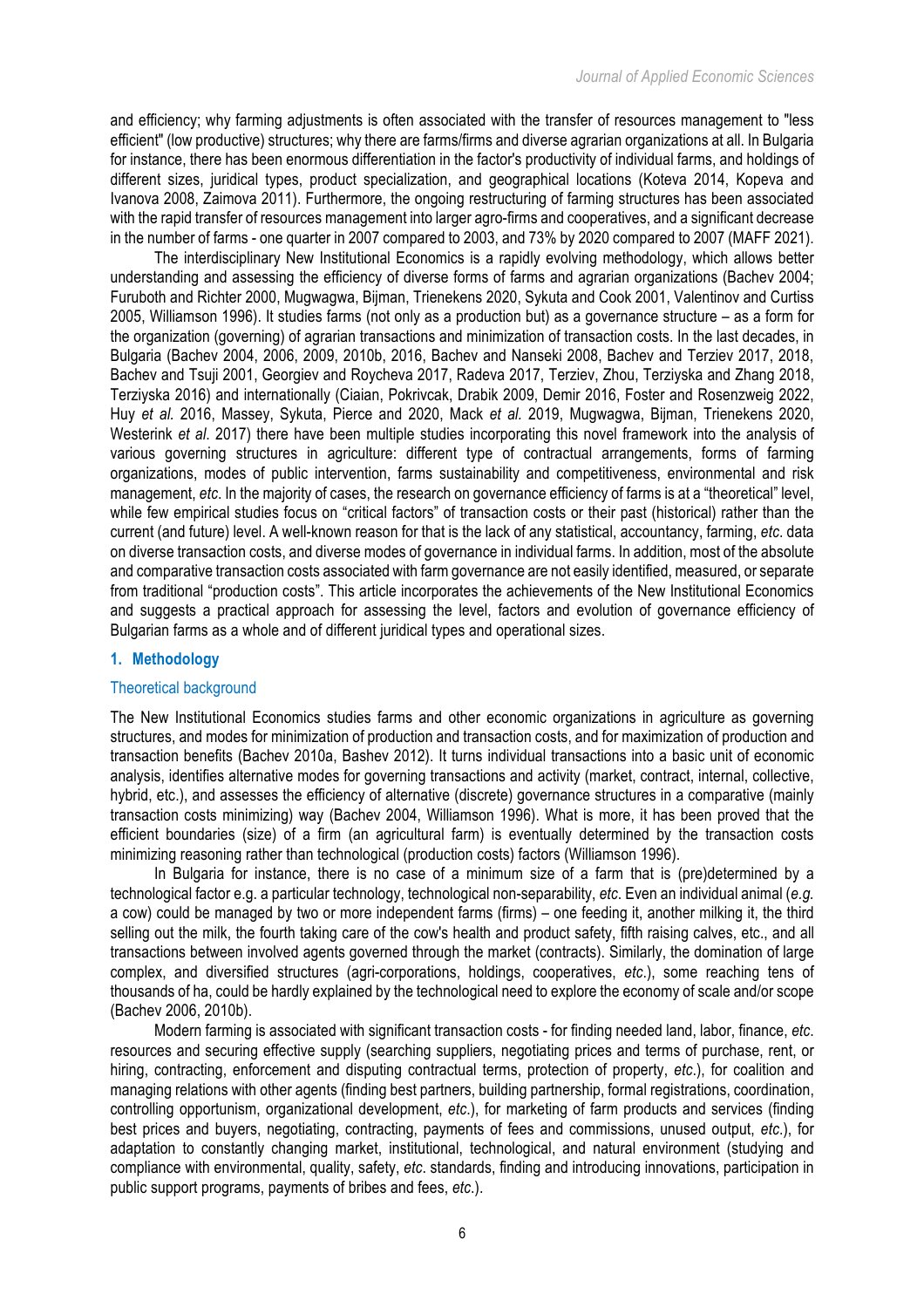and efficiency; why farming adjustments is often associated with the transfer of resources management to "less efficient" (low productive) structures; why there are farms/firms and diverse agrarian organizations at all. In Bulgaria for instance, there has been enormous differentiation in the factor's productivity of individual farms, and holdings of different sizes, juridical types, product specialization, and geographical locations (Koteva 2014, Kopeva and Ivanova 2008, Zaimova 2011). Furthermore, the ongoing restructuring of farming structures has been associated with the rapid transfer of resources management into larger agro-firms and cooperatives, and a significant decrease in the number of farms - one quarter in 2007 compared to 2003, and 73% by 2020 compared to 2007 (MAFF 2021).

The interdisciplinary New Institutional Economics is a rapidly evolving methodology, which allows better understanding and assessing the efficiency of diverse forms of farms and agrarian organizations (Bachev 2004; Furuboth and Richter 2000, Mugwagwa, Bijman, Trienekens 2020, Sykuta and Cook 2001, Valentinov and Curtiss 2005, Williamson 1996). It studies farms (not only as a production but) as a governance structure – as a form for the organization (governing) of agrarian transactions and minimization of transaction costs. In the last decades, in Bulgaria (Bachev 2004, 2006, 2009, 2010b, 2016, Bachev and Nanseki 2008, Bachev and Terziev 2017, 2018, Bachev and Tsuji 2001, Georgiev and Roycheva 2017, Radeva 2017, Terziev, Zhou, Terziyska and Zhang 2018, Terziyska 2016) and internationally (Ciaian, Pokrivcak, Drabik 2009, Demir 2016, Foster and Rosenzweig 2022, Huy *et al.* 2016, Massey, Sykuta, Pierce and 2020, Mack *et al.* 2019, Mugwagwa, Bijman, Trienekens 2020, Westerink *et al.* 2017) there have been multiple studies incorporating this novel framework into the analysis of various governing structures in agriculture: different type of contractual arrangements, forms of farming organizations, modes of public intervention, farms sustainability and competitiveness, environmental and risk management, *etc*. In the majority of cases, the research on governance efficiency of farms is at a "theoretical" level, while few empirical studies focus on "critical factors" of transaction costs or their past (historical) rather than the current (and future) level. A well-known reason for that is the lack of any statistical, accountancy, farming, *etc*. data on diverse transaction costs, and diverse modes of governance in individual farms. In addition, most of the absolute and comparative transaction costs associated with farm governance are not easily identified, measured, or separate from traditional "production costs". This article incorporates the achievements of the New Institutional Economics and suggests a practical approach for assessing the level, factors and evolution of governance efficiency of Bulgarian farms as a whole and of different juridical types and operational sizes.

## 1. Methodology

### Theoretical background

The New Institutional Economics studies farms and other economic organizations in agriculture as governing structures, and modes for minimization of production and transaction costs, and for maximization of production and transaction benefits (Bachev 2010a, Bashev 2012). It turns individual transactions into a basic unit of economic analysis, identifies alternative modes for governing transactions and activity (market, contract, internal, collective, hybrid, etc.), and assesses the efficiency of alternative (discrete) governance structures in a comparative (mainly transaction costs minimizing) way (Bachev 2004, Williamson 1996). What is more, it has been proved that the efficient boundaries (size) of a firm (an agricultural farm) is eventually determined by the transaction costs minimizing reasoning rather than technological (production costs) factors (Williamson 1996).

In Bulgaria for instance, there is no case of a minimum size of a farm that is (pre)determined by a technological factor e.g. a particular technology, technological non-separability, *etc*. Even an individual animal (*e.g.* a cow) could be managed by two or more independent farms (firms) – one feeding it, another milking it, the third selling out the milk, the fourth taking care of the cow's health and product safety, fifth raising calves, etc., and all transactions between involved agents governed through the market (contracts). Similarly, the domination of large complex, and diversified structures (agri-corporations, holdings, cooperatives, *etc*.), some reaching tens of thousands of ha, could be hardly explained by the technological need to explore the economy of scale and/or scope (Bachev 2006, 2010b).

Modern farming is associated with significant transaction costs - for finding needed land, labor, finance, *etc*. resources and securing effective supply (searching suppliers, negotiating prices and terms of purchase, rent, or hiring, contracting, enforcement and disputing contractual terms, protection of property, *etc*.), for coalition and managing relations with other agents (finding best partners, building partnership, formal registrations, coordination, controlling opportunism, organizational development, *etc*.), for marketing of farm products and services (finding best prices and buyers, negotiating, contracting, payments of fees and commissions, unused output, *etc*.), for adaptation to constantly changing market, institutional, technological, and natural environment (studying and compliance with environmental, quality, safety, *etc*. standards, finding and introducing innovations, participation in public support programs, payments of bribes and fees, *etc*.).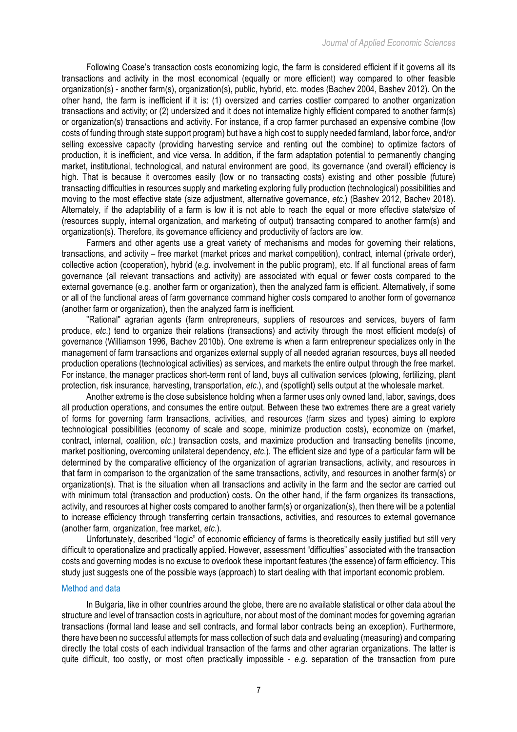Following Coase's transaction costs economizing logic, the farm is considered efficient if it governs all its transactions and activity in the most economical (equally or more efficient) way compared to other feasible organization(s) - another farm(s), organization(s), public, hybrid, etc. modes (Bachev 2004, Bashev 2012). On the other hand, the farm is inefficient if it is: (1) oversized and carries costlier compared to another organization transactions and activity; or (2) undersized and it does not internalize highly efficient compared to another farm(s) or organization(s) transactions and activity. For instance, if a crop farmer purchased an expensive combine (low costs of funding through state support program) but have a high cost to supply needed farmland, labor force, and/or selling excessive capacity (providing harvesting service and renting out the combine) to optimize factors of production, it is inefficient, and vice versa. In addition, if the farm adaptation potential to permanently changing market, institutional, technological, and natural environment are good, its governance (and overall) efficiency is high. That is because it overcomes easily (low or no transacting costs) existing and other possible (future) transacting difficulties in resources supply and marketing exploring fully production (technological) possibilities and moving to the most effective state (size adjustment, alternative governance, *etc*.) (Bashev 2012, Bachev 2018). Alternately, if the adaptability of a farm is low it is not able to reach the equal or more effective state/size of (resources supply, internal organization, and marketing of output) transacting compared to another farm(s) and organization(s). Therefore, its governance efficiency and productivity of factors are low.

Farmers and other agents use a great variety of mechanisms and modes for governing their relations, transactions, and activity – free market (market prices and market competition), contract, internal (private order), collective action (cooperation), hybrid (*e.g.* involvement in the public program), etc. If all functional areas of farm governance (all relevant transactions and activity) are associated with equal or fewer costs compared to the external governance (e.g. another farm or organization), then the analyzed farm is efficient. Alternatively, if some or all of the functional areas of farm governance command higher costs compared to another form of governance (another farm or organization), then the analyzed farm is inefficient.

"Rational" agrarian agents (farm entrepreneurs, suppliers of resources and services, buyers of farm produce, *etc*.) tend to organize their relations (transactions) and activity through the most efficient mode(s) of governance (Williamson 1996, Bachev 2010b). One extreme is when a farm entrepreneur specializes only in the management of farm transactions and organizes external supply of all needed agrarian resources, buys all needed production operations (technological activities) as services, and markets the entire output through the free market. For instance, the manager practices short-term rent of land, buys all cultivation services (plowing, fertilizing, plant protection, risk insurance, harvesting, transportation, *etc*.), and (spotlight) sells output at the wholesale market.

Another extreme is the close subsistence holding when a farmer uses only owned land, labor, savings, does all production operations, and consumes the entire output. Between these two extremes there are a great variety of forms for governing farm transactions, activities, and resources (farm sizes and types) aiming to explore technological possibilities (economy of scale and scope, minimize production costs), economize on (market, contract, internal, coalition, *etc*.) transaction costs, and maximize production and transacting benefits (income, market positioning, overcoming unilateral dependency, *etc*.). The efficient size and type of a particular farm will be determined by the comparative efficiency of the organization of agrarian transactions, activity, and resources in that farm in comparison to the organization of the same transactions, activity, and resources in another farm(s) or organization(s). That is the situation when all transactions and activity in the farm and the sector are carried out with minimum total (transaction and production) costs. On the other hand, if the farm organizes its transactions, activity, and resources at higher costs compared to another farm(s) or organization(s), then there will be a potential to increase efficiency through transferring certain transactions, activities, and resources to external governance (another farm, organization, free market, *etc*.).

Unfortunately, described "logic" of economic efficiency of farms is theoretically easily justified but still very difficult to operationalize and practically applied. However, assessment "difficulties" associated with the transaction costs and governing modes is no excuse to overlook these important features (the essence) of farm efficiency. This study just suggests one of the possible ways (approach) to start dealing with that important economic problem.

## Method and data

In Bulgaria, like in other countries around the globe, there are no available statistical or other data about the structure and level of transaction costs in agriculture, nor about most of the dominant modes for governing agrarian transactions (formal land lease and sell contracts, and formal labor contracts being an exception). Furthermore, there have been no successful attempts for mass collection of such data and evaluating (measuring) and comparing directly the total costs of each individual transaction of the farms and other agrarian organizations. The latter is quite difficult, too costly, or most often practically impossible - *e.g.* separation of the transaction from pure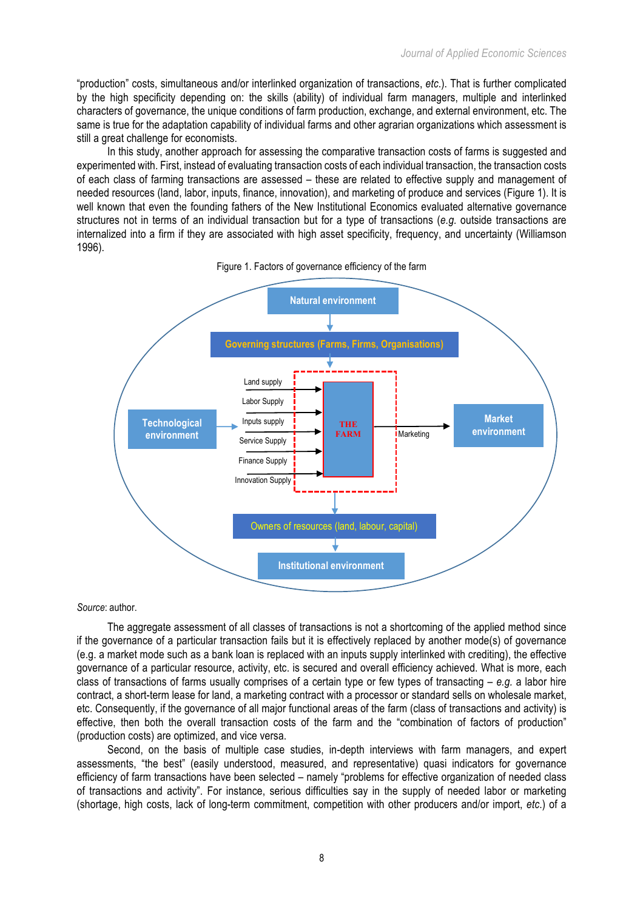"production" costs, simultaneous and/or interlinked organization of transactions, *etc*.). That is further complicated by the high specificity depending on: the skills (ability) of individual farm managers, multiple and interlinked characters of governance, the unique conditions of farm production, exchange, and external environment, etc. The same is true for the adaptation capability of individual farms and other agrarian organizations which assessment is still a great challenge for economists.

In this study, another approach for assessing the comparative transaction costs of farms is suggested and experimented with. First, instead of evaluating transaction costs of each individual transaction, the transaction costs of each class of farming transactions are assessed – these are related to effective supply and management of needed resources (land, labor, inputs, finance, innovation), and marketing of produce and services (Figure 1). It is well known that even the founding fathers of the New Institutional Economics evaluated alternative governance structures not in terms of an individual transaction but for a type of transactions (*e.g.* outside transactions are internalized into a firm if they are associated with high asset specificity, frequency, and uncertainty (Williamson 1996).

Figure 1. Factors of governance efficiency of the farm

*Source*: author.

The aggregate assessment of all classes of transactions is not a shortcoming of the applied method since if the governance of a particular transaction fails but it is effectively replaced by another mode(s) of governance (e.g. a market mode such as a bank loan is replaced with an inputs supply interlinked with crediting), the effective governance of a particular resource, activity, etc. is secured and overall efficiency achieved. What is more, each class of transactions of farms usually comprises of a certain type or few types of transacting – *e.g.* a labor hire contract, a short-term lease for land, a marketing contract with a processor or standard sells on wholesale market, etc. Consequently, if the governance of all major functional areas of the farm (class of transactions and activity) is effective, then both the overall transaction costs of the farm and the "combination of factors of production" (production costs) are optimized, and vice versa.

Second, on the basis of multiple case studies, in-depth interviews with farm managers, and expert assessments, "the best" (easily understood, measured, and representative) quasi indicators for governance efficiency of farm transactions have been selected – namely "problems for effective organization of needed class of transactions and activity". For instance, serious difficulties say in the supply of needed labor or marketing (shortage, high costs, lack of long-term commitment, competition with other producers and/or import, *etc*.) of a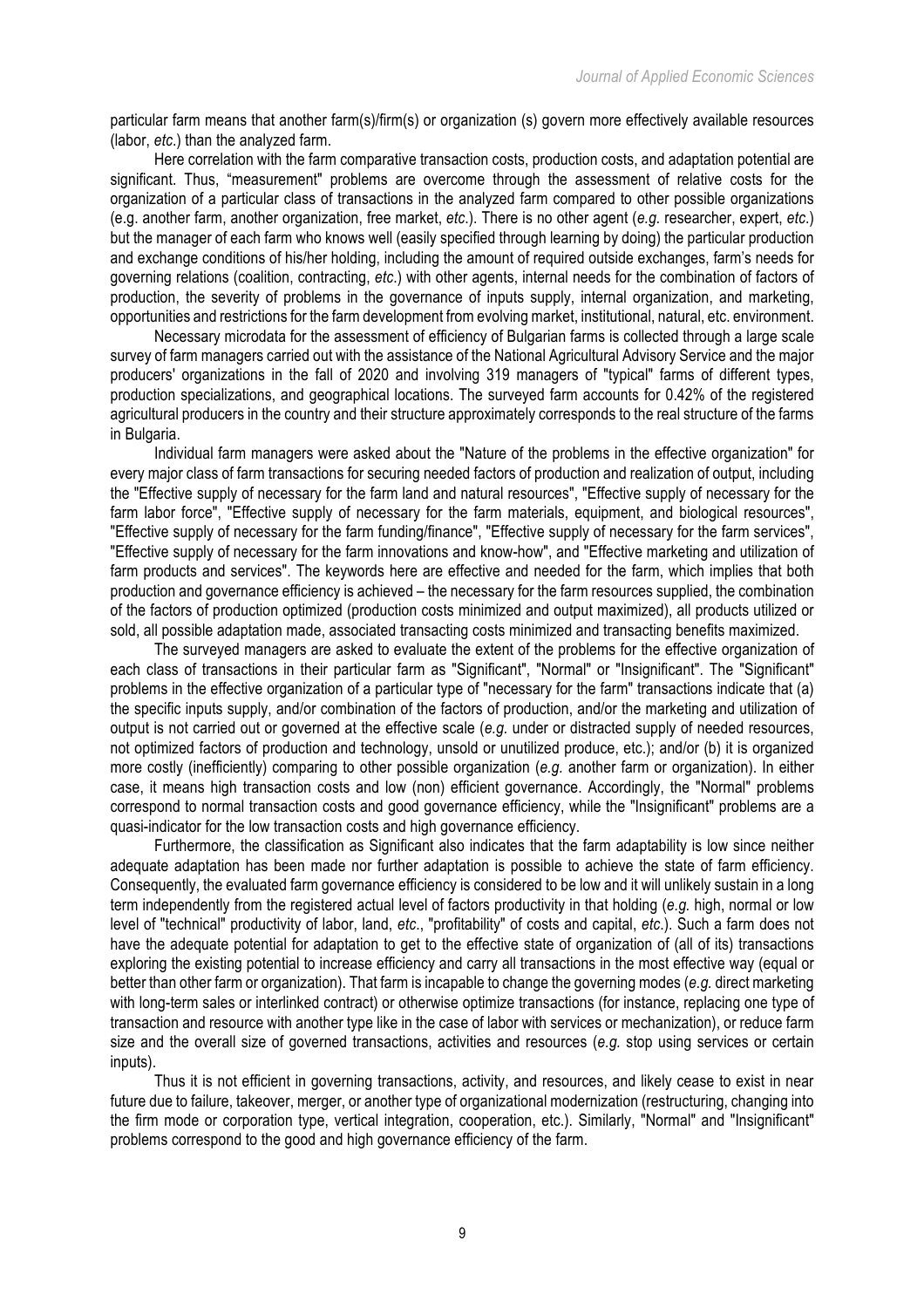particular farm means that another farm(s)/firm(s) or organization (s) govern more effectively available resources (labor, *etc.*) than the analyzed farm.

Here correlation with the farm comparative transaction costs, production costs, and adaptation potential are significant. Thus, "measurement" problems are overcome through the assessment of relative costs for the organization of a particular class of transactions in the analyzed farm compared to other possible organizations (e.g. another farm, another organization, free market, *etc.*). There is no other agent (*e.g.* researcher, expert, *etc.*) but the manager of each farm who knows well (easily specified through learning by doing) the particular production and exchange conditions of his/her holding, including the amount of required outside exchanges, farm's needs for governing relations (coalition, contracting, *etc.*) with other agents, internal needs for the combination of factors of production, the severity of problems in the governance of inputs supply, internal organization, and marketing, opportunities and restrictions for the farm development from evolving market, institutional, natural, etc. environment.

Necessary microdata for the assessment of efficiency of Bulgarian farms is collected through a large scale survey of farm managers carried out with the assistance of the National Agricultural Advisory Service and the major producers' organizations in the fall of 2020 and involving 319 managers of "typical" farms of different types, production specializations, and geographical locations. The surveyed farm accounts for 0.42% of the registered agricultural producers in the country and their structure approximately corresponds to the real structure of the farms in Bulgaria.

Individual farm managers were asked about the "Nature of the problems in the effective organization" for every major class of farm transactions for securing needed factors of production and realization of output, including the "Effective supply of necessary for the farm land and natural resources", "Effective supply of necessary for the farm labor force", "Effective supply of necessary for the farm materials, equipment, and biological resources", "Effective supply of necessary for the farm funding/finance", "Effective supply of necessary for the farm services", "Effective supply of necessary for the farm innovations and know-how", and "Effective marketing and utilization of farm products and services". The keywords here are effective and needed for the farm, which implies that both production and governance efficiency is achieved – the necessary for the farm resources supplied, the combination of the factors of production optimized (production costs minimized and output maximized), all products utilized or sold, all possible adaptation made, associated transacting costs minimized and transacting benefits maximized.

The surveyed managers are asked to evaluate the extent of the problems for the effective organization of each class of transactions in their particular farm as "Significant", "Normal" or "Insignificant". The "Significant" problems in the effective organization of a particular type of "necessary for the farm" transactions indicate that (a) the specific inputs supply, and/or combination of the factors of production, and/or the marketing and utilization of output is not carried out or governed at the effective scale (*e.g.* under or distracted supply of needed resources, not optimized factors of production and technology, unsold or unutilized produce, etc.); and/or (b) it is organized more costly (inefficiently) comparing to other possible organization (*e.g.* another farm or organization). In either case, it means high transaction costs and low (non) efficient governance. Accordingly, the "Normal" problems correspond to normal transaction costs and good governance efficiency, while the "Insignificant" problems are a quasi-indicator for the low transaction costs and high governance efficiency.

Furthermore, the classification as Significant also indicates that the farm adaptability is low since neither adequate adaptation has been made nor further adaptation is possible to achieve the state of farm efficiency. Consequently, the evaluated farm governance efficiency is considered to be low and it will unlikely sustain in a long term independently from the registered actual level of factors productivity in that holding (*e.g.* high, normal or low level of "technical" productivity of labor, land, *etc*., "profitability" of costs and capital, *etc.*). Such a farm does not have the adequate potential for adaptation to get to the effective state of organization of (all of its) transactions exploring the existing potential to increase efficiency and carry all transactions in the most effective way (equal or better than other farm or organization). That farm is incapable to change the governing modes (*e.g.* direct marketing with long-term sales or interlinked contract) or otherwise optimize transactions (for instance, replacing one type of transaction and resource with another type like in the case of labor with services or mechanization), or reduce farm size and the overall size of governed transactions, activities and resources (*e.g.* stop using services or certain inputs).

Thus it is not efficient in governing transactions, activity, and resources, and likely cease to exist in near future due to failure, takeover, merger, or another type of organizational modernization (restructuring, changing into the firm mode or corporation type, vertical integration, cooperation, etc.). Similarly, "Normal" and "Insignificant" problems correspond to the good and high governance efficiency of the farm.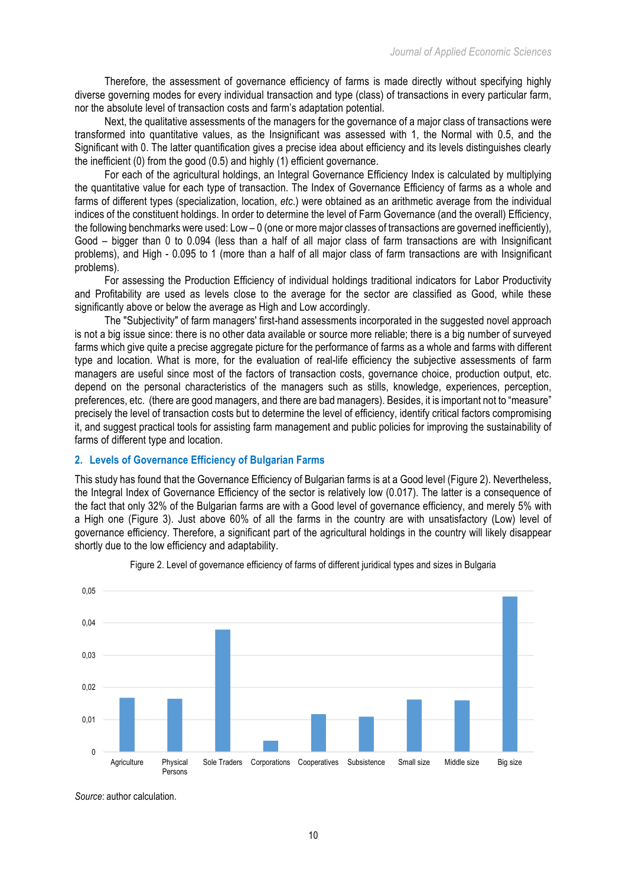Therefore, the assessment of governance efficiency of farms is made directly without specifying highly diverse governing modes for every individual transaction and type (class) of transactions in every particular farm, nor the absolute level of transaction costs and farm's adaptation potential.

Next, the qualitative assessments of the managers for the governance of a major class of transactions were transformed into quantitative values, as the Insignificant was assessed with 1, the Normal with 0.5, and the Significant with 0. The latter quantification gives a precise idea about efficiency and its levels distinguishes clearly the inefficient (0) from the good (0.5) and highly (1) efficient governance.

For each of the agricultural holdings, an Integral Governance Efficiency Index is calculated by multiplying the quantitative value for each type of transaction. The Index of Governance Efficiency of farms as a whole and farms of different types (specialization, location, *etc.*) were obtained as an arithmetic average from the individual indices of the constituent holdings. In order to determine the level of Farm Governance (and the overall) Efficiency, the following benchmarks were used: Low – 0 (one or more major classes of transactions are governed inefficiently), Good – bigger than 0 to 0.094 (less than a half of all major class of farm transactions are with Insignificant problems), and High - 0.095 to 1 (more than a half of all major class of farm transactions are with Insignificant problems).

For assessing the Production Efficiency of individual holdings traditional indicators for Labor Productivity and Profitability are used as levels close to the average for the sector are classified as Good, while these significantly above or below the average as High and Low accordingly.

The "Subjectivity" of farm managers' first-hand assessments incorporated in the suggested novel approach is not a big issue since: there is no other data available or source more reliable; there is a big number of surveyed farms which give quite a precise aggregate picture for the performance of farms as a whole and farms with different type and location. What is more, for the evaluation of real-life efficiency the subjective assessments of farm managers are useful since most of the factors of transaction costs, governance choice, production output, etc. depend on the personal characteristics of the managers such as stills, knowledge, experiences, perception, preferences, etc. (there are good managers, and there are bad managers). Besides, it is important not to "measure" precisely the level of transaction costs but to determine the level of efficiency, identify critical factors compromising it, and suggest practical tools for assisting farm management and public policies for improving the sustainability of farms of different type and location.

## 2. Levels of Governance Efficiency of Bulgarian Farms

This study has found that the Governance Efficiency of Bulgarian farms is at a Good level (Figure 2). Nevertheless, the Integral Index of Governance Efficiency of the sector is relatively low (0.017). The latter is a consequence of the fact that only 32% of the Bulgarian farms are with a Good level of governance efficiency, and merely 5% with a High one (Figure 3). Just above 60% of all the farms in the country are with unsatisfactory (Low) level of governance efficiency. Therefore, a significant part of the agricultural holdings in the country will likely disappear shortly due to the low efficiency and adaptability.

Figure 2. Level of governance efficiency of farms of different juridical types and sizes in Bulgaria

| Category | Value (approx.) |
|---|---|
| Agriculture | 0.017 |
| Physical Persons | 0.016 |
| Sole Traders | 0.038 |
| Corporations | 0.003 |
| Cooperatives | 0.012 |
| Subsistence | 0.011 |
| Small size | 0.016 |
| Middle size | 0.016 |
| Big size | 0.048 |

*Source*: author calculation.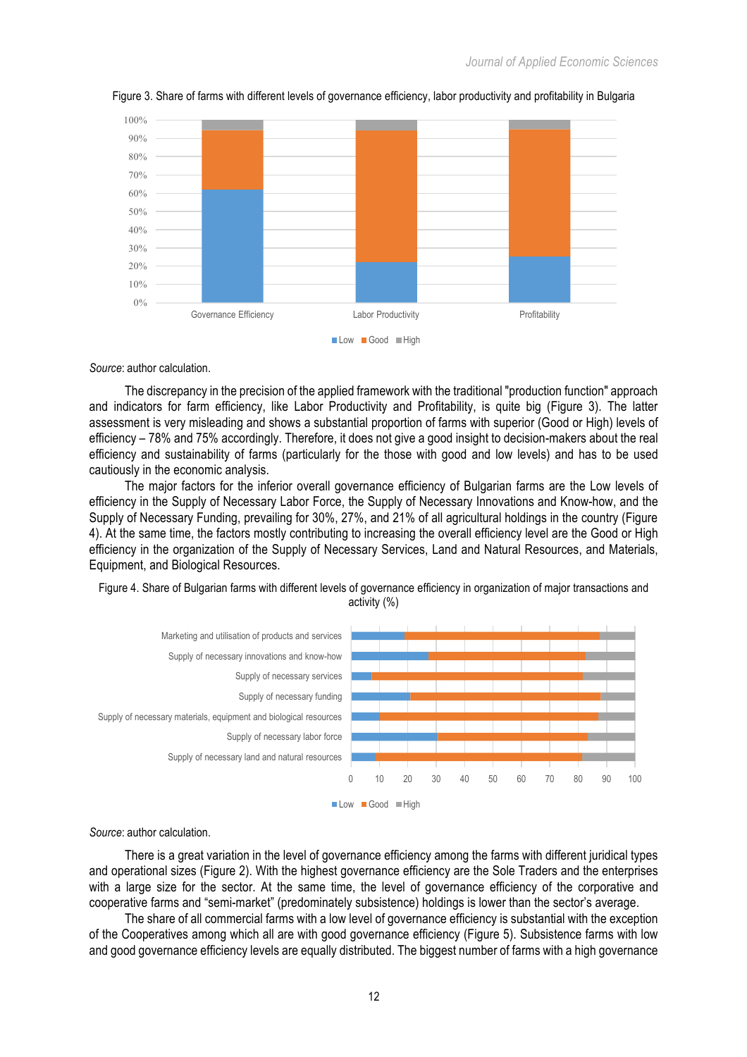Figure 3. Share of farms with different levels of governance efficiency, labor productivity and profitability in Bulgaria

*Source*: author calculation.

The discrepancy in the precision of the applied framework with the traditional "production function" approach and indicators for farm efficiency, like Labor Productivity and Profitability, is quite big (Figure 3). The latter assessment is very misleading and shows a substantial proportion of farms with superior (Good or High) levels of efficiency – 78% and 75% accordingly. Therefore, it does not give a good insight to decision-makers about the real efficiency and sustainability of farms (particularly for the those with good and low levels) and has to be used cautiously in the economic analysis.

The major factors for the inferior overall governance efficiency of Bulgarian farms are the Low levels of efficiency in the Supply of Necessary Labor Force, the Supply of Necessary Innovations and Know-how, and the Supply of Necessary Funding, prevailing for 30%, 27%, and 21% of all agricultural holdings in the country (Figure 4). At the same time, the factors mostly contributing to increasing the overall efficiency level are the Good or High efficiency in the organization of the Supply of Necessary Services, Land and Natural Resources, and Materials, Equipment, and Biological Resources.

Figure 4. Share of Bulgarian farms with different levels of governance efficiency in organization of major transactions and activity (%)

*Source*: author calculation.

There is a great variation in the level of governance efficiency among the farms with different juridical types and operational sizes (Figure 2). With the highest governance efficiency are the Sole Traders and the enterprises with a large size for the sector. At the same time, the level of governance efficiency of the corporative and cooperative farms and "semi-market" (predominately subsistence) holdings is lower than the sector's average.

The share of all commercial farms with a low level of governance efficiency is substantial with the exception of the Cooperatives among which all are with good governance efficiency (Figure 5). Subsistence farms with low and good governance efficiency levels are equally distributed. The biggest number of farms with a high governance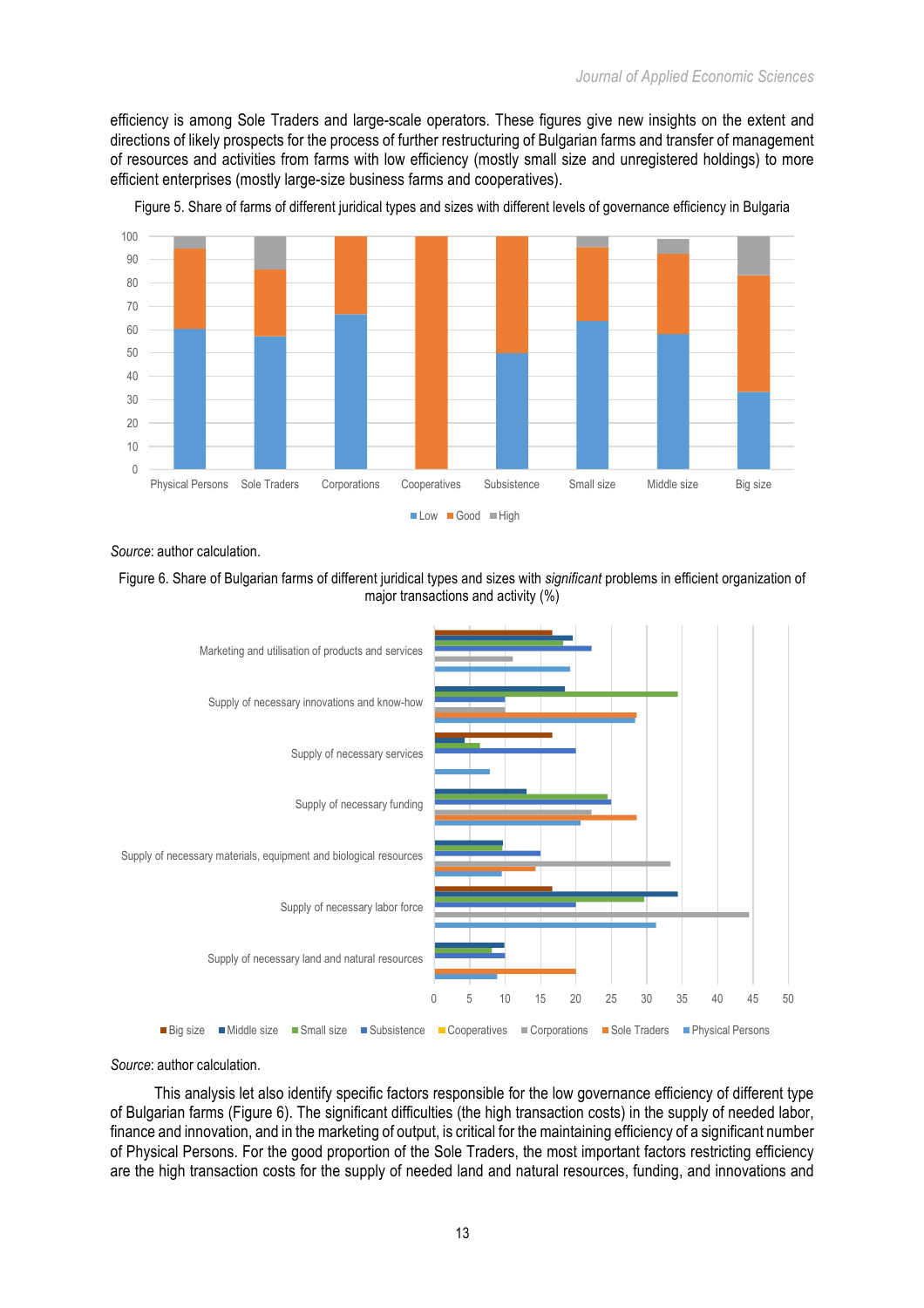efficiency is among Sole Traders and large-scale operators. These figures give new insights on the extent and directions of likely prospects for the process of further restructuring of Bulgarian farms and transfer of management of resources and activities from farms with low efficiency (mostly small size and unregistered holdings) to more efficient enterprises (mostly large-size business farms and cooperatives).

Figure 5. Share of farms of different juridical types and sizes with different levels of governance efficiency in Bulgaria

*Source*: author calculation.

Figure 6. Share of Bulgarian farms of different juridical types and sizes with *significant* problems in efficient organization of major transactions and activity (%)

*Source*: author calculation.

This analysis let also identify specific factors responsible for the low governance efficiency of different type of Bulgarian farms (Figure 6). The significant difficulties (the high transaction costs) in the supply of needed labor, finance and innovation, and in the marketing of output, is critical for the maintaining efficiency of a significant number of Physical Persons. For the good proportion of the Sole Traders, the most important factors restricting efficiency are the high transaction costs for the supply of needed land and natural resources, funding, and innovations and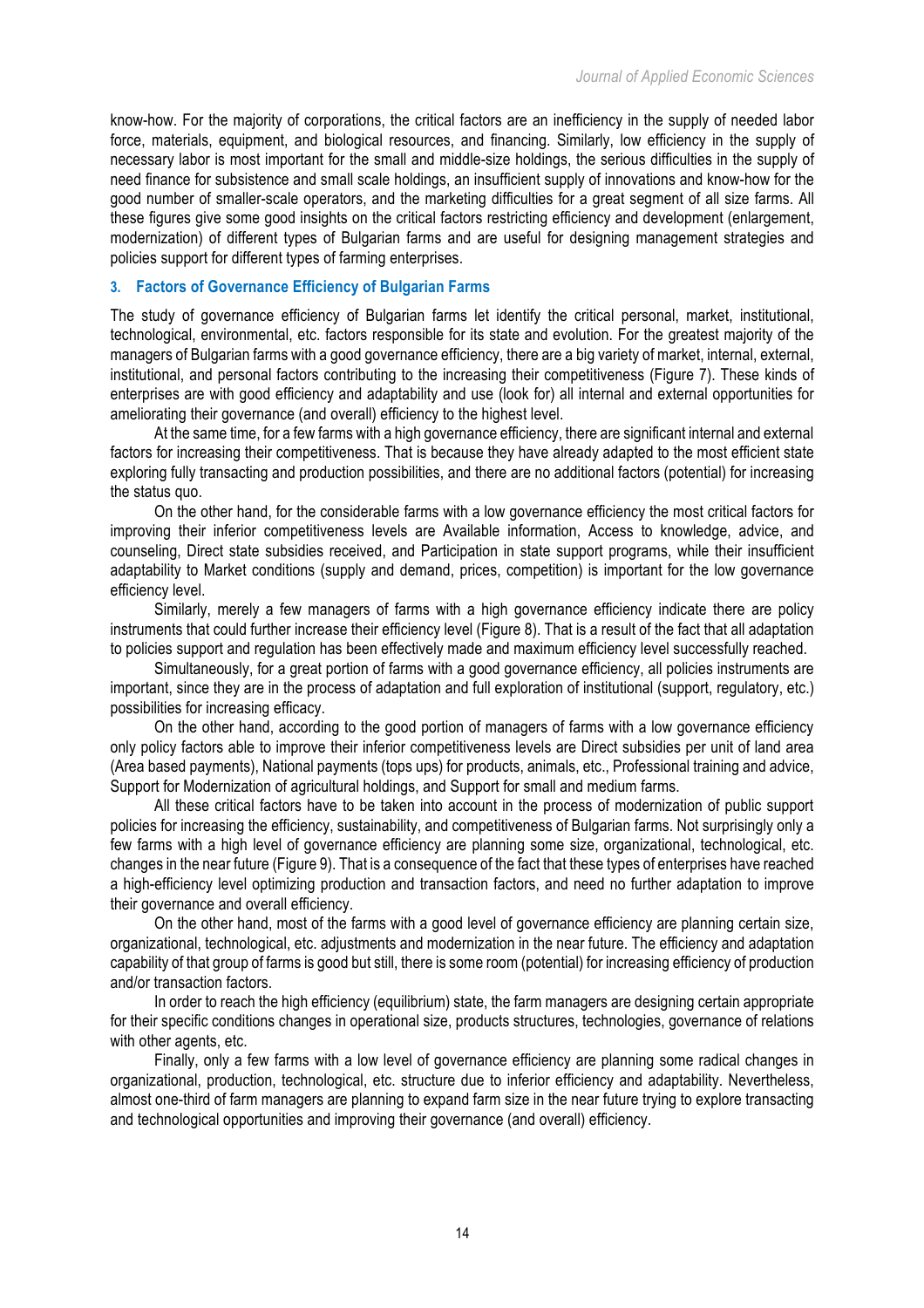know-how. For the majority of corporations, the critical factors are an inefficiency in the supply of needed labor force, materials, equipment, and biological resources, and financing. Similarly, low efficiency in the supply of necessary labor is most important for the small and middle-size holdings, the serious difficulties in the supply of need finance for subsistence and small scale holdings, an insufficient supply of innovations and know-how for the good number of smaller-scale operators, and the marketing difficulties for a great segment of all size farms. All these figures give some good insights on the critical factors restricting efficiency and development (enlargement, modernization) of different types of Bulgarian farms and are useful for designing management strategies and policies support for different types of farming enterprises.

## 3. Factors of Governance Efficiency of Bulgarian Farms

The study of governance efficiency of Bulgarian farms let identify the critical personal, market, institutional, technological, environmental, etc. factors responsible for its state and evolution. For the greatest majority of the managers of Bulgarian farms with a good governance efficiency, there are a big variety of market, internal, external, institutional, and personal factors contributing to the increasing their competitiveness (Figure 7). These kinds of enterprises are with good efficiency and adaptability and use (look for) all internal and external opportunities for ameliorating their governance (and overall) efficiency to the highest level.

At the same time, for a few farms with a high governance efficiency, there are significant internal and external factors for increasing their competitiveness. That is because they have already adapted to the most efficient state exploring fully transacting and production possibilities, and there are no additional factors (potential) for increasing the status quo.

On the other hand, for the considerable farms with a low governance efficiency the most critical factors for improving their inferior competitiveness levels are Available information, Access to knowledge, advice, and counseling, Direct state subsidies received, and Participation in state support programs, while their insufficient adaptability to Market conditions (supply and demand, prices, competition) is important for the low governance efficiency level.

Similarly, merely a few managers of farms with a high governance efficiency indicate there are policy instruments that could further increase their efficiency level (Figure 8). That is a result of the fact that all adaptation to policies support and regulation has been effectively made and maximum efficiency level successfully reached.

Simultaneously, for a great portion of farms with a good governance efficiency, all policies instruments are important, since they are in the process of adaptation and full exploration of institutional (support, regulatory, etc.) possibilities for increasing efficacy.

On the other hand, according to the good portion of managers of farms with a low governance efficiency only policy factors able to improve their inferior competitiveness levels are Direct subsidies per unit of land area (Area based payments), National payments (tops ups) for products, animals, etc., Professional training and advice, Support for Modernization of agricultural holdings, and Support for small and medium farms.

All these critical factors have to be taken into account in the process of modernization of public support policies for increasing the efficiency, sustainability, and competitiveness of Bulgarian farms. Not surprisingly only a few farms with a high level of governance efficiency are planning some size, organizational, technological, etc. changes in the near future (Figure 9). That is a consequence of the fact that these types of enterprises have reached a high-efficiency level optimizing production and transaction factors, and need no further adaptation to improve their governance and overall efficiency.

On the other hand, most of the farms with a good level of governance efficiency are planning certain size, organizational, technological, etc. adjustments and modernization in the near future. The efficiency and adaptation capability of that group of farms is good but still, there is some room (potential) for increasing efficiency of production and/or transaction factors.

In order to reach the high efficiency (equilibrium) state, the farm managers are designing certain appropriate for their specific conditions changes in operational size, products structures, technologies, governance of relations with other agents, etc.

Finally, only a few farms with a low level of governance efficiency are planning some radical changes in organizational, production, technological, etc. structure due to inferior efficiency and adaptability. Nevertheless, almost one-third of farm managers are planning to expand farm size in the near future trying to explore transacting and technological opportunities and improving their governance (and overall) efficiency.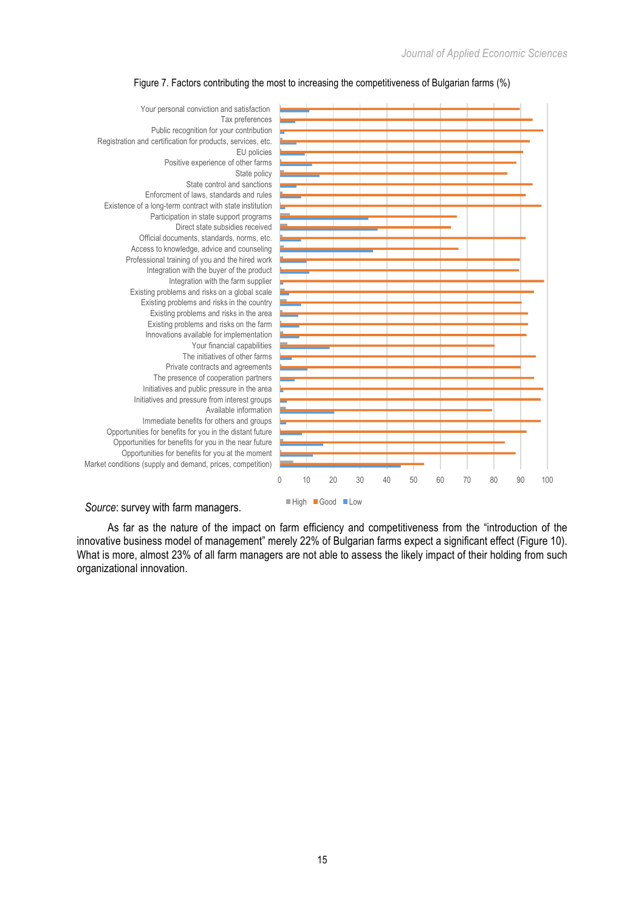Figure 7. Factors contributing the most to increasing the competitiveness of Bulgarian farms (%)

*Source*: survey with farm managers.

As far as the nature of the impact on farm efficiency and competitiveness from the "introduction of the innovative business model of management" merely 22% of Bulgarian farms expect a significant effect (Figure 10). What is more, almost 23% of all farm managers are not able to assess the likely impact of their holding from such organizational innovation.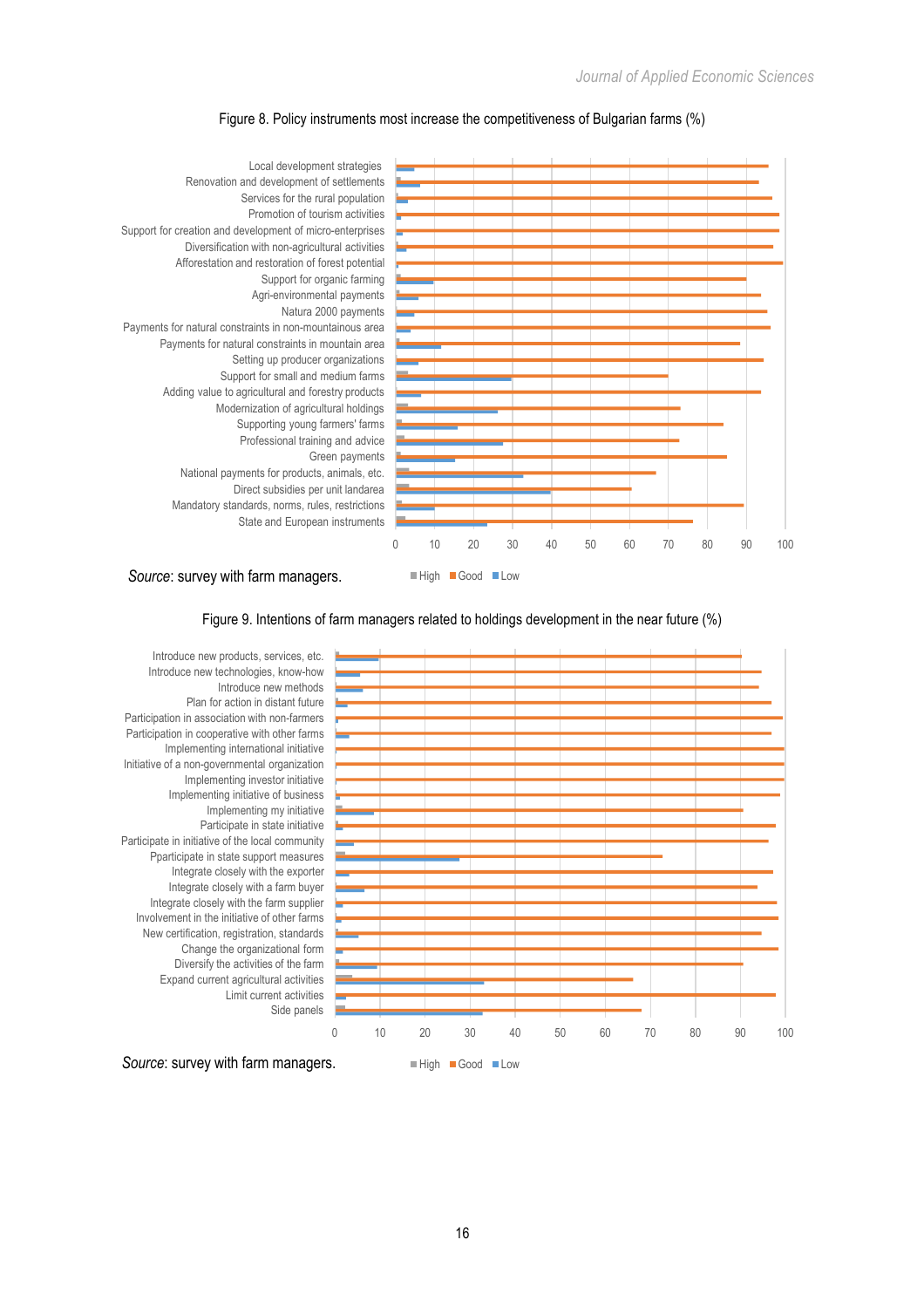Figure 8. Policy instruments most increase the competitiveness of Bulgarian farms (%)

*Source*: survey with farm managers.

Figure 9. Intentions of farm managers related to holdings development in the near future (%)

*Source*: survey with farm managers.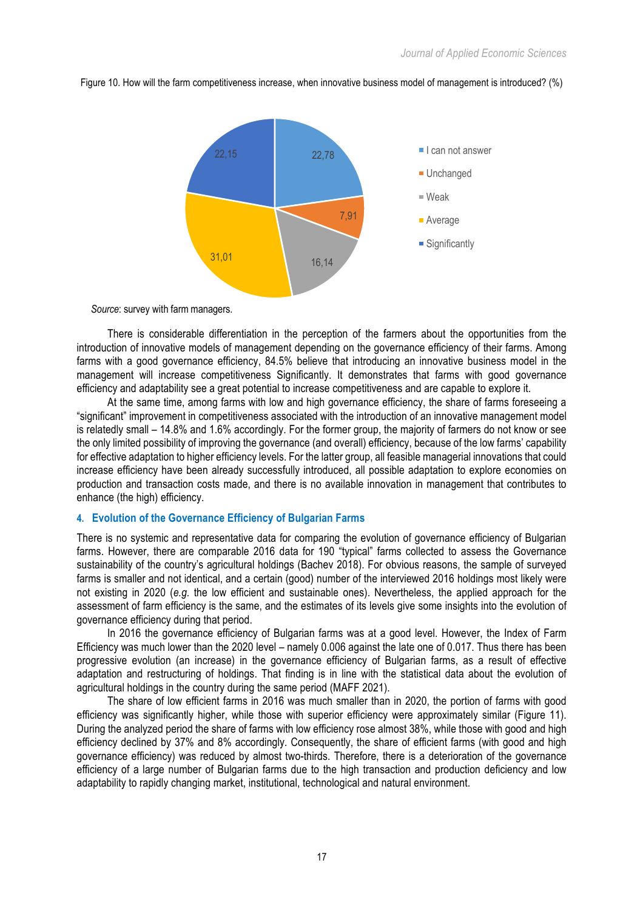Figure 10. How will the farm competitiveness increase, when innovative business model of management is introduced? (%)

*Source*: survey with farm managers.

There is considerable differentiation in the perception of the farmers about the opportunities from the introduction of innovative models of management depending on the governance efficiency of their farms. Among farms with a good governance efficiency, 84.5% believe that introducing an innovative business model in the management will increase competitiveness Significantly. It demonstrates that farms with good governance efficiency and adaptability see a great potential to increase competitiveness and are capable to explore it.

At the same time, among farms with low and high governance efficiency, the share of farms foreseeing a "significant" improvement in competitiveness associated with the introduction of an innovative management model is relatedly small – 14.8% and 1.6% accordingly. For the former group, the majority of farmers do not know or see the only limited possibility of improving the governance (and overall) efficiency, because of the low farms' capability for effective adaptation to higher efficiency levels. For the latter group, all feasible managerial innovations that could increase efficiency have been already successfully introduced, all possible adaptation to explore economies on production and transaction costs made, and there is no available innovation in management that contributes to enhance (the high) efficiency.

## 4. Evolution of the Governance Efficiency of Bulgarian Farms

There is no systemic and representative data for comparing the evolution of governance efficiency of Bulgarian farms. However, there are comparable 2016 data for 190 "typical" farms collected to assess the Governance sustainability of the country's agricultural holdings (Bachev 2018). For obvious reasons, the sample of surveyed farms is smaller and not identical, and a certain (good) number of the interviewed 2016 holdings most likely were not existing in 2020 (*e.g.* the low efficient and sustainable ones). Nevertheless, the applied approach for the assessment of farm efficiency is the same, and the estimates of its levels give some insights into the evolution of governance efficiency during that period.

In 2016 the governance efficiency of Bulgarian farms was at a good level. However, the Index of Farm Efficiency was much lower than the 2020 level – namely 0.006 against the late one of 0.017. Thus there has been progressive evolution (an increase) in the governance efficiency of Bulgarian farms, as a result of effective adaptation and restructuring of holdings. That finding is in line with the statistical data about the evolution of agricultural holdings in the country during the same period (MAFF 2021).

The share of low efficient farms in 2016 was much smaller than in 2020, the portion of farms with good efficiency was significantly higher, while those with superior efficiency were approximately similar (Figure 11). During the analyzed period the share of farms with low efficiency rose almost 38%, while those with good and high efficiency declined by 37% and 8% accordingly. Consequently, the share of efficient farms (with good and high governance efficiency) was reduced by almost two-thirds. Therefore, there is a deterioration of the governance efficiency of a large number of Bulgarian farms due to the high transaction and production deficiency and low adaptability to rapidly changing market, institutional, technological and natural environment.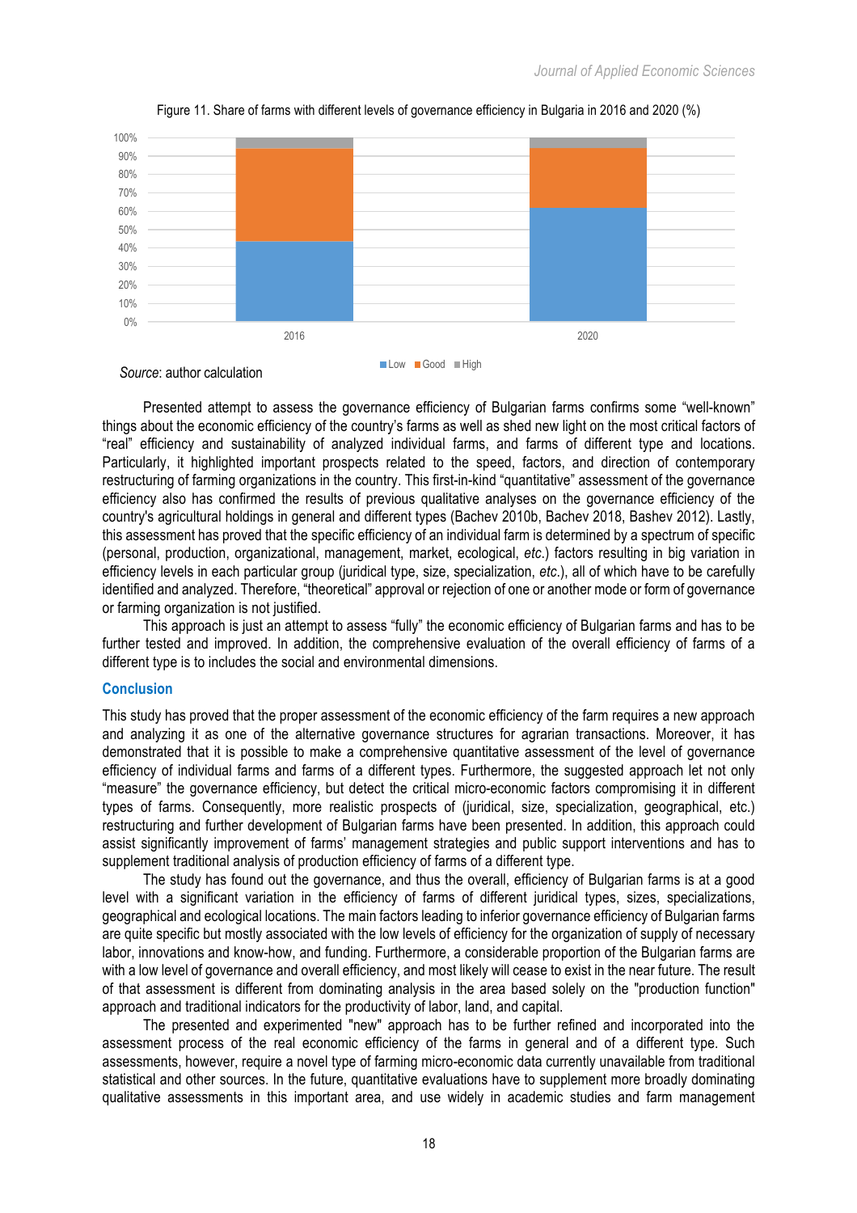Figure 11. Share of farms with different levels of governance efficiency in Bulgaria in 2016 and 2020 (%)

*Source*: author calculation

Presented attempt to assess the governance efficiency of Bulgarian farms confirms some "well-known" things about the economic efficiency of the country's farms as well as shed new light on the most critical factors of "real" efficiency and sustainability of analyzed individual farms, and farms of different type and locations. Particularly, it highlighted important prospects related to the speed, factors, and direction of contemporary restructuring of farming organizations in the country. This first-in-kind "quantitative" assessment of the governance efficiency also has confirmed the results of previous qualitative analyses on the governance efficiency of the country's agricultural holdings in general and different types (Bachev 2010b, Bachev 2018, Bashev 2012). Lastly, this assessment has proved that the specific efficiency of an individual farm is determined by a spectrum of specific (personal, production, organizational, management, market, ecological, *etc.*) factors resulting in big variation in efficiency levels in each particular group (juridical type, size, specialization, *etc.*), all of which have to be carefully identified and analyzed. Therefore, "theoretical" approval or rejection of one or another mode or form of governance or farming organization is not justified.

This approach is just an attempt to assess "fully" the economic efficiency of Bulgarian farms and has to be further tested and improved. In addition, the comprehensive evaluation of the overall efficiency of farms of a different type is to includes the social and environmental dimensions.

## Conclusion

This study has proved that the proper assessment of the economic efficiency of the farm requires a new approach and analyzing it as one of the alternative governance structures for agrarian transactions. Moreover, it has demonstrated that it is possible to make a comprehensive quantitative assessment of the level of governance efficiency of individual farms and farms of a different types. Furthermore, the suggested approach let not only "measure" the governance efficiency, but detect the critical micro-economic factors compromising it in different types of farms. Consequently, more realistic prospects of (juridical, size, specialization, geographical, etc.) restructuring and further development of Bulgarian farms have been presented. In addition, this approach could assist significantly improvement of farms' management strategies and public support interventions and has to supplement traditional analysis of production efficiency of farms of a different type.

The study has found out the governance, and thus the overall, efficiency of Bulgarian farms is at a good level with a significant variation in the efficiency of farms of different juridical types, sizes, specializations, geographical and ecological locations. The main factors leading to inferior governance efficiency of Bulgarian farms are quite specific but mostly associated with the low levels of efficiency for the organization of supply of necessary labor, innovations and know-how, and funding. Furthermore, a considerable proportion of the Bulgarian farms are with a low level of governance and overall efficiency, and most likely will cease to exist in the near future. The result of that assessment is different from dominating analysis in the area based solely on the "production function" approach and traditional indicators for the productivity of labor, land, and capital.

The presented and experimented "new" approach has to be further refined and incorporated into the assessment process of the real economic efficiency of the farms in general and of a different type. Such assessments, however, require a novel type of farming micro-economic data currently unavailable from traditional statistical and other sources. In the future, quantitative evaluations have to supplement more broadly dominating qualitative assessments in this important area, and use widely in academic studies and farm management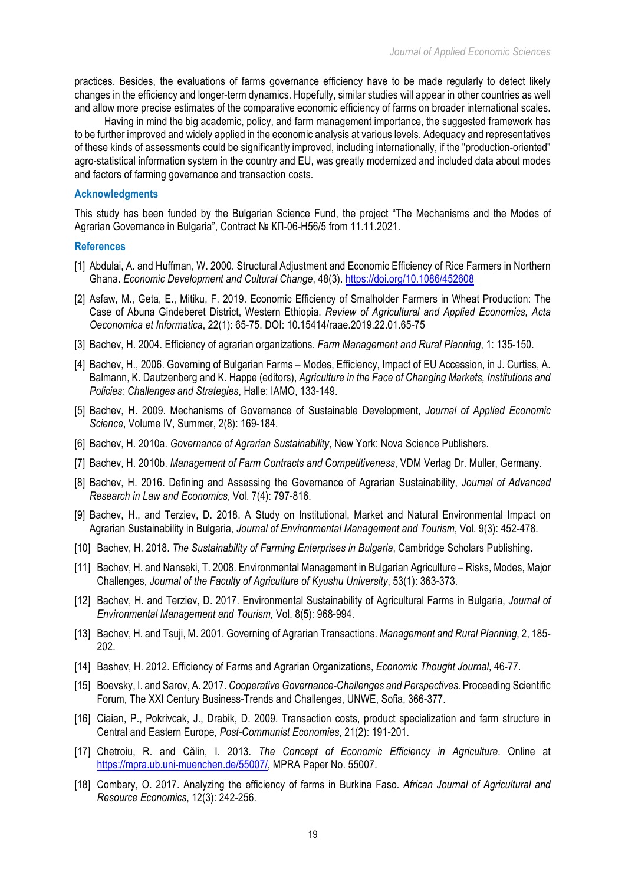practices. Besides, the evaluations of farms governance efficiency have to be made regularly to detect likely changes in the efficiency and longer-term dynamics. Hopefully, similar studies will appear in other countries as well and allow more precise estimates of the comparative economic efficiency of farms on broader international scales.

Having in mind the big academic, policy, and farm management importance, the suggested framework has to be further improved and widely applied in the economic analysis at various levels. Adequacy and representatives of these kinds of assessments could be significantly improved, including internationally, if the "production-oriented" agro-statistical information system in the country and EU, was greatly modernized and included data about modes and factors of farming governance and transaction costs.

### Acknowledgments

This study has been funded by the Bulgarian Science Fund, the project "The Mechanisms and the Modes of Agrarian Governance in Bulgaria", Contract № КП-06-Н56/5 from 11.11.2021.

### References

[1] Abdulai, A. and Huffman, W. 2000. Structural Adjustment and Economic Efficiency of Rice Farmers in Northern Ghana. *Economic Development and Cultural Change*, 48(3). https://doi.org/10.1086/452608

[2] Asfaw, M., Geta, E., Mitiku, F. 2019. Economic Efficiency of Smalholder Farmers in Wheat Production: The Case of Abuna Gindeberet District, Western Ethiopia. *Review of Agricultural and Applied Economics, Acta Oeconomica et Informatica*, 22(1): 65-75. DOI: 10.15414/raae.2019.22.01.65-75

[3] Bachev, H. 2004. Efficiency of agrarian organizations. *Farm Management and Rural Planning*, 1: 135-150.

[4] Bachev, H., 2006. Governing of Bulgarian Farms – Modes, Efficiency, Impact of EU Accession, in J. Curtiss, A. Balmann, K. Dautzenberg and K. Happe (editors), *Agriculture in the Face of Changing Markets, Institutions and Policies: Challenges and Strategies*, Halle: IAMO, 133-149.

[5] Bachev, H. 2009. Mechanisms of Governance of Sustainable Development, *Journal of Applied Economic Science*, Volume IV, Summer, 2(8): 169-184.

[6] Bachev, H. 2010a. *Governance of Agrarian Sustainability*, New York: Nova Science Publishers.

[7] Bachev, H. 2010b. *Management of Farm Contracts and Competitiveness*, VDM Verlag Dr. Muller, Germany.

[8] Bachev, H. 2016. Defining and Assessing the Governance of Agrarian Sustainability, *Journal of Advanced Research in Law and Economics*, Vol. 7(4): 797-816.

[9] Bachev, H., and Terziev, D. 2018. A Study on Institutional, Market and Natural Environmental Impact on Agrarian Sustainability in Bulgaria, *Journal of Environmental Management and Tourism*, Vol. 9(3): 452-478.

[10] Bachev, H. 2018. *The Sustainability of Farming Enterprises in Bulgaria*, Cambridge Scholars Publishing.

[11] Bachev, H. and Nanseki, T. 2008. Environmental Management in Bulgarian Agriculture – Risks, Modes, Major Challenges, *Journal of the Faculty of Agriculture of Kyushu University*, 53(1): 363-373.

[12] Bachev, H. and Terziev, D. 2017. Environmental Sustainability of Agricultural Farms in Bulgaria, *Journal of Environmental Management and Tourism,* Vol. 8(5): 968-994.

[13] Bachev, H. and Tsuji, M. 2001. Governing of Agrarian Transactions. *Management and Rural Planning*, 2, 185-202.

[14] Bashev, H. 2012. Efficiency of Farms and Agrarian Organizations, *Economic Thought Journal*, 46-77.

[15] Boevsky, I. and Sarov, A. 2017. *Cooperative Governance-Challenges and Perspectives*. Proceeding Scientific Forum, The XXI Century Business-Trends and Challenges, UNWE, Sofia, 366-377.

[16] Ciaian, P., Pokrivcak, J., Drabik, D. 2009. Transaction costs, product specialization and farm structure in Central and Eastern Europe, *Post-Communist Economies*, 21(2): 191-201.

[17] Chetroiu, R. and Călin, I. 2013. *The Concept of Economic Efficiency in Agriculture*. Online at https://mpra.ub.uni-muenchen.de/55007/, MPRA Paper No. 55007.

[18] Combary, O. 2017. Analyzing the efficiency of farms in Burkina Faso. *African Journal of Agricultural and Resource Economics*, 12(3): 242-256.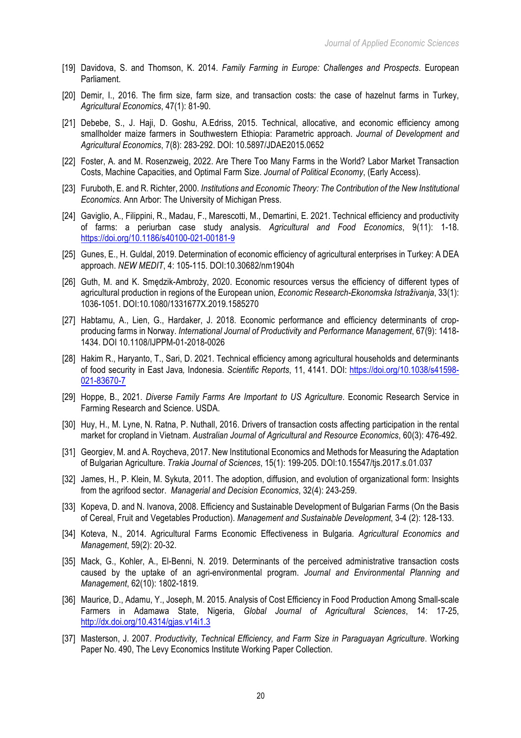[19] Davidova, S. and Thomson, K. 2014. *Family Farming in Europe: Challenges and Prospects*. European Parliament.

[20] Demir, I., 2016. The firm size, farm size, and transaction costs: the case of hazelnut farms in Turkey, *Agricultural Economics*, 47(1): 81-90.

[21] Debebe, S., J. Haji, D. Goshu, A.Edriss, 2015. Technical, allocative, and economic efficiency among smallholder maize farmers in Southwestern Ethiopia: Parametric approach. *Journal of Development and Agricultural Economics*, 7(8): 283-292. DOI: 10.5897/JDAE2015.0652

[22] Foster, A. and M. Rosenzweig, 2022. Are There Too Many Farms in the World? Labor Market Transaction Costs, Machine Capacities, and Optimal Farm Size. *Journal of Political Economy*, (Early Access).

[23] Furuboth, E. and R. Richter, 2000. *Institutions and Economic Theory: The Contribution of the New Institutional Economics*. Ann Arbor: The University of Michigan Press.

[24] Gaviglio, A., Filippini, R., Madau, F., Marescotti, M., Demartini, E. 2021. Technical efficiency and productivity of farms: a periurban case study analysis. *Agricultural and Food Economics*, 9(11): 1-18. https://doi.org/10.1186/s40100-021-00181-9

[25] Gunes, E., H. Guldal, 2019. Determination of economic efficiency of agricultural enterprises in Turkey: A DEA approach. *NEW MEDIT*, 4: 105-115. DOI:10.30682/nm1904h

[26] Guth, M. and K. Smędzik-Ambroży, 2020. Economic resources versus the efficiency of different types of agricultural production in regions of the European union, *Economic Research-Ekonomska Istraživanja*, 33(1): 1036-1051. DOI:10.1080/1331677X.2019.1585270

[27] Habtamu, A., Lien, G., Hardaker, J. 2018. Economic performance and efficiency determinants of crop-producing farms in Norway. *International Journal of Productivity and Performance Management*, 67(9): 1418-1434. DOI 10.1108/IJPPM-01-2018-0026

[28] Hakim R., Haryanto, T., Sari, D. 2021. Technical efficiency among agricultural households and determinants of food security in East Java, Indonesia. *Scientific Reports*, 11, 4141. DOI: https://doi.org/10.1038/s41598-021-83670-7

[29] Hoppe, B., 2021. *Diverse Family Farms Are Important to US Agriculture*. Economic Research Service in Farming Research and Science. USDA.

[30] Huy, H., M. Lyne, N. Ratna, P. Nuthall, 2016. Drivers of transaction costs affecting participation in the rental market for cropland in Vietnam. *Australian Journal of Agricultural and Resource Economics*, 60(3): 476-492.

[31] Georgiev, M. and A. Roycheva, 2017. New Institutional Economics and Methods for Measuring the Adaptation of Bulgarian Agriculture. *Trakia Journal of Sciences*, 15(1): 199-205. DOI:10.15547/tjs.2017.s.01.037

[32] James, H., P. Klein, M. Sykuta, 2011. The adoption, diffusion, and evolution of organizational form: Insights from the agrifood sector. *Managerial and Decision Economics*, 32(4): 243-259.

[33] Kopeva, D. and N. Ivanova, 2008. Efficiency and Sustainable Development of Bulgarian Farms (On the Basis of Cereal, Fruit and Vegetables Production). *Management and Sustainable Development*, 3-4 (2): 128-133.

[34] Koteva, N., 2014. Agricultural Farms Economic Effectiveness in Bulgaria. *Agricultural Economics and Management*, 59(2): 20-32.

[35] Mack, G., Kohler, A., El-Benni, N. 2019. Determinants of the perceived administrative transaction costs caused by the uptake of an agri-environmental program. *Journal and Environmental Planning and Management*, 62(10): 1802-1819.

[36] Maurice, D., Adamu, Y., Joseph, M. 2015. Analysis of Cost Efficiency in Food Production Among Small-scale Farmers in Adamawa State, Nigeria, *Global Journal of Agricultural Sciences*, 14: 17-25, http://dx.doi.org/10.4314/gjas.v14i1.3

[37] Masterson, J. 2007. *Productivity, Technical Efficiency, and Farm Size in Paraguayan Agriculture*. Working Paper No. 490, The Levy Economics Institute Working Paper Collection.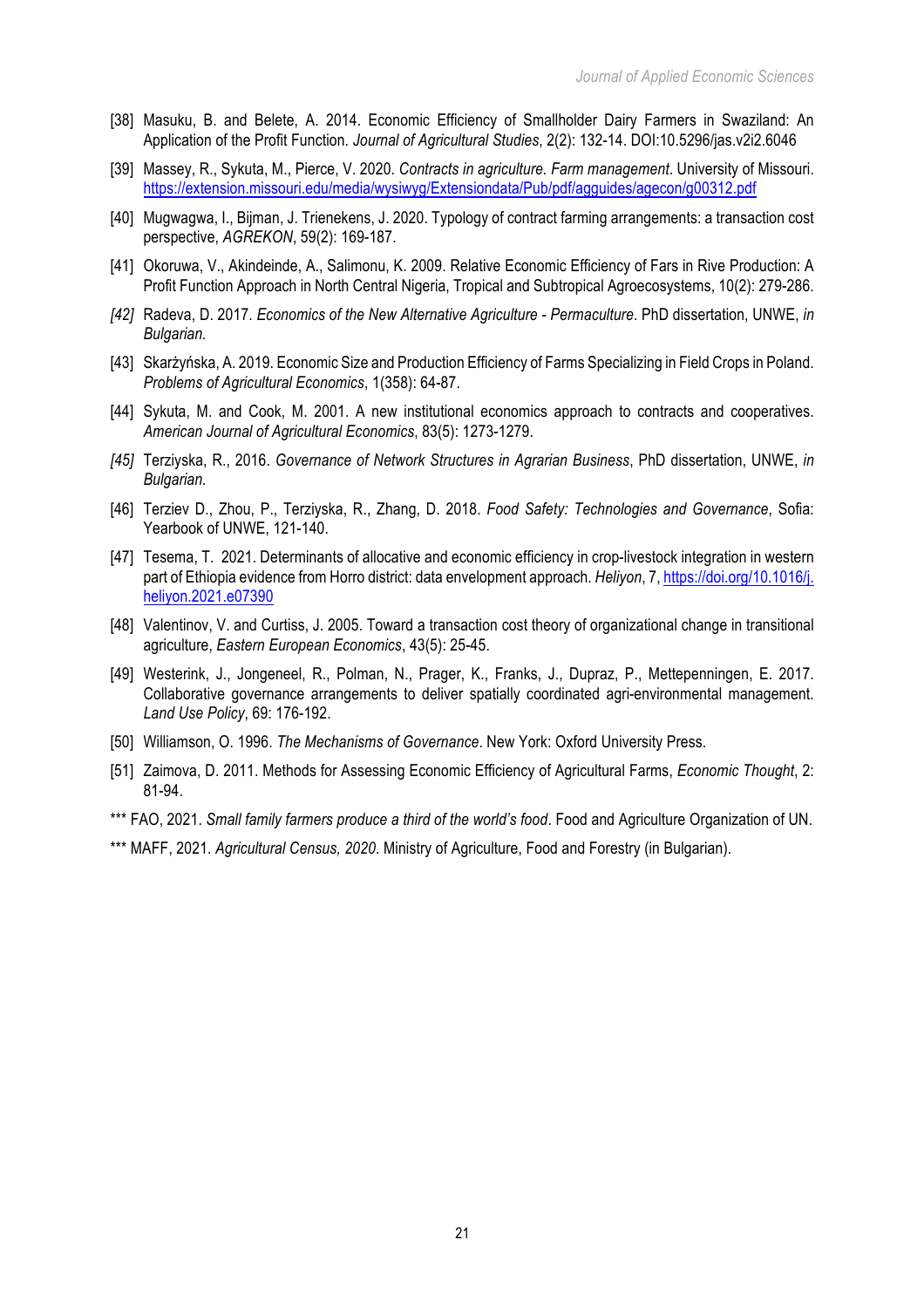[38] Masuku, B. and Belete, A. 2014. Economic Efficiency of Smallholder Dairy Farmers in Swaziland: An Application of the Profit Function. *Journal of Agricultural Studies*, 2(2): 132-14. DOI:10.5296/jas.v2i2.6046

[39] Massey, R., Sykuta, M., Pierce, V. 2020. *Contracts in agriculture. Farm management*. University of Missouri. https://extension.missouri.edu/media/wysiwyg/Extensiondata/Pub/pdf/agguides/agecon/g00312.pdf

[40] Mugwagwa, I., Bijman, J. Trienekens, J. 2020. Typology of contract farming arrangements: a transaction cost perspective, *AGREKON*, 59(2): 169-187.

[41] Okoruwa, V., Akindeinde, A., Salimonu, K. 2009. Relative Economic Efficiency of Fars in Rive Production: A Profit Function Approach in North Central Nigeria, Tropical and Subtropical Agroecosystems, 10(2): 279-286.

*[42]* Radeva, D. 2017. *Economics of the New Alternative Agriculture - Permaculture*. PhD dissertation, UNWE, *in Bulgarian*.

[43] Skarżyńska, A. 2019. Economic Size and Production Efficiency of Farms Specializing in Field Crops in Poland. *Problems of Agricultural Economics*, 1(358): 64-87.

[44] Sykuta, M. and Cook, M. 2001. A new institutional economics approach to contracts and cooperatives. *American Journal of Agricultural Economics*, 83(5): 1273-1279.

*[45]* Terziyska, R., 2016. *Governance of Network Structures in Agrarian Business*, PhD dissertation, UNWE, *in Bulgarian*.

[46] Terziev D., Zhou, P., Terziyska, R., Zhang, D. 2018. *Food Safety: Technologies and Governance*, Sofia: Yearbook of UNWE, 121-140.

[47] Tesema, T. 2021. Determinants of allocative and economic efficiency in crop-livestock integration in western part of Ethiopia evidence from Horro district: data envelopment approach. *Heliyon*, 7, https://doi.org/10.1016/j.heliyon.2021.e07390

[48] Valentinov, V. and Curtiss, J. 2005. Toward a transaction cost theory of organizational change in transitional agriculture, *Eastern European Economics*, 43(5): 25-45.

[49] Westerink, J., Jongeneel, R., Polman, N., Prager, K., Franks, J., Dupraz, P., Mettepenningen, E. 2017. Collaborative governance arrangements to deliver spatially coordinated agri-environmental management. *Land Use Policy*, 69: 176-192.

[50] Williamson, O. 1996. *The Mechanisms of Governance*. New York: Oxford University Press.

[51] Zaimova, D. 2011. Methods for Assessing Economic Efficiency of Agricultural Farms, *Economic Thought*, 2: 81-94.

*** FAO, 2021. *Small family farmers produce a third of the world's food*. Food and Agriculture Organization of UN.

*** MAFF, 2021. *Agricultural Census, 2020*. Ministry of Agriculture, Food and Forestry (in Bulgarian).